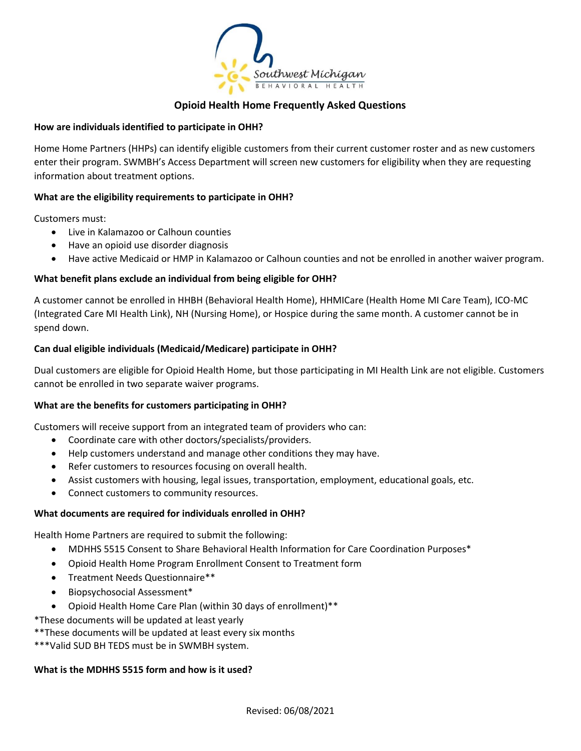Southwest Michigan BEHAVIORAL HEALTH

# Opioid Health Home Frequently Asked Questions

**How are individuals identified to participate in OHH?**

Home Home Partners (HHPs) can identify eligible customers from their current customer roster and as new customers enter their program. SWMBH's Access Department will screen new customers for eligibility when they are requesting information about treatment options.

**What are the eligibility requirements to participate in OHH?**

Customers must:

- Live in Kalamazoo or Calhoun counties
- Have an opioid use disorder diagnosis
- Have active Medicaid or HMP in Kalamazoo or Calhoun counties and not be enrolled in another waiver program.

**What benefit plans exclude an individual from being eligible for OHH?**

A customer cannot be enrolled in HHBH (Behavioral Health Home), HHMICare (Health Home MI Care Team), ICO-MC (Integrated Care MI Health Link), NH (Nursing Home), or Hospice during the same month. A customer cannot be in spend down.

**Can dual eligible individuals (Medicaid/Medicare) participate in OHH?**

Dual customers are eligible for Opioid Health Home, but those participating in MI Health Link are not eligible. Customers cannot be enrolled in two separate waiver programs.

**What are the benefits for customers participating in OHH?**

Customers will receive support from an integrated team of providers who can:

- Coordinate care with other doctors/specialists/providers.
- Help customers understand and manage other conditions they may have.
- Refer customers to resources focusing on overall health.
- Assist customers with housing, legal issues, transportation, employment, educational goals, etc.
- Connect customers to community resources.

**What documents are required for individuals enrolled in OHH?**

Health Home Partners are required to submit the following:

- MDHHS 5515 Consent to Share Behavioral Health Information for Care Coordination Purposes*
- Opioid Health Home Program Enrollment Consent to Treatment form
- Treatment Needs Questionnaire**
- Biopsychosocial Assessment*
- Opioid Health Home Care Plan (within 30 days of enrollment)**

*These documents will be updated at least yearly

**These documents will be updated at least every six months

***Valid SUD BH TEDS must be in SWMBH system.

**What is the MDHHS 5515 form and how is it used?**

Revised: 06/08/2021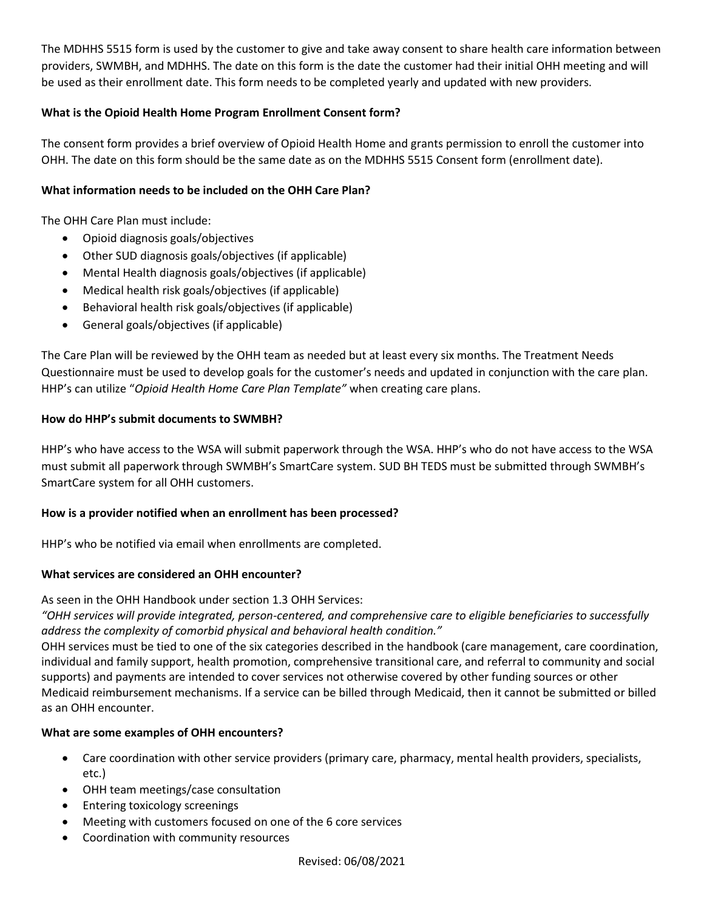The MDHHS 5515 form is used by the customer to give and take away consent to share health care information between providers, SWMBH, and MDHHS. The date on this form is the date the customer had their initial OHH meeting and will be used as their enrollment date. This form needs to be completed yearly and updated with new providers.

**What is the Opioid Health Home Program Enrollment Consent form?**

The consent form provides a brief overview of Opioid Health Home and grants permission to enroll the customer into OHH. The date on this form should be the same date as on the MDHHS 5515 Consent form (enrollment date).

**What information needs to be included on the OHH Care Plan?**

The OHH Care Plan must include:

- Opioid diagnosis goals/objectives
- Other SUD diagnosis goals/objectives (if applicable)
- Mental Health diagnosis goals/objectives (if applicable)
- Medical health risk goals/objectives (if applicable)
- Behavioral health risk goals/objectives (if applicable)
- General goals/objectives (if applicable)

The Care Plan will be reviewed by the OHH team as needed but at least every six months. The Treatment Needs Questionnaire must be used to develop goals for the customer's needs and updated in conjunction with the care plan. HHP's can utilize "*Opioid Health Home Care Plan Template"* when creating care plans.

**How do HHP's submit documents to SWMBH?**

HHP's who have access to the WSA will submit paperwork through the WSA. HHP's who do not have access to the WSA must submit all paperwork through SWMBH's SmartCare system. SUD BH TEDS must be submitted through SWMBH's SmartCare system for all OHH customers.

**How is a provider notified when an enrollment has been processed?**

HHP's who be notified via email when enrollments are completed.

**What services are considered an OHH encounter?**

As seen in the OHH Handbook under section 1.3 OHH Services:

*"OHH services will provide integrated, person-centered, and comprehensive care to eligible beneficiaries to successfully address the complexity of comorbid physical and behavioral health condition."*

OHH services must be tied to one of the six categories described in the handbook (care management, care coordination, individual and family support, health promotion, comprehensive transitional care, and referral to community and social supports) and payments are intended to cover services not otherwise covered by other funding sources or other Medicaid reimbursement mechanisms. If a service can be billed through Medicaid, then it cannot be submitted or billed as an OHH encounter.

**What are some examples of OHH encounters?**

- Care coordination with other service providers (primary care, pharmacy, mental health providers, specialists, etc.)
- OHH team meetings/case consultation
- Entering toxicology screenings
- Meeting with customers focused on one of the 6 core services
- Coordination with community resources

Revised: 06/08/2021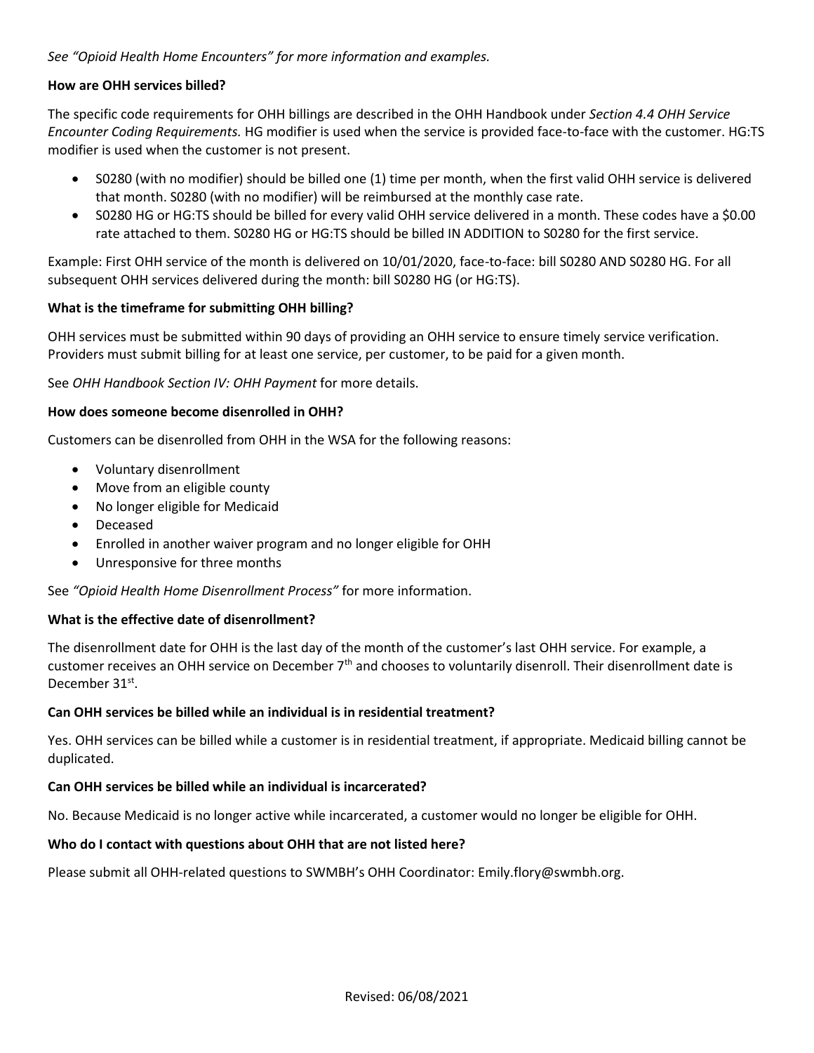*See "Opioid Health Home Encounters" for more information and examples.*

**How are OHH services billed?**

The specific code requirements for OHH billings are described in the OHH Handbook under *Section 4.4 OHH Service Encounter Coding Requirements.* HG modifier is used when the service is provided face-to-face with the customer. HG:TS modifier is used when the customer is not present.

- S0280 (with no modifier) should be billed one (1) time per month, when the first valid OHH service is delivered that month. S0280 (with no modifier) will be reimbursed at the monthly case rate.
- S0280 HG or HG:TS should be billed for every valid OHH service delivered in a month. These codes have a $0.00 rate attached to them. S0280 HG or HG:TS should be billed IN ADDITION to S0280 for the first service.

Example: First OHH service of the month is delivered on 10/01/2020, face-to-face: bill S0280 AND S0280 HG. For all subsequent OHH services delivered during the month: bill S0280 HG (or HG:TS).

**What is the timeframe for submitting OHH billing?**

OHH services must be submitted within 90 days of providing an OHH service to ensure timely service verification. Providers must submit billing for at least one service, per customer, to be paid for a given month.

See *OHH Handbook Section IV: OHH Payment* for more details.

**How does someone become disenrolled in OHH?**

Customers can be disenrolled from OHH in the WSA for the following reasons:

- Voluntary disenrollment
- Move from an eligible county
- No longer eligible for Medicaid
- Deceased
- Enrolled in another waiver program and no longer eligible for OHH
- Unresponsive for three months

See *"Opioid Health Home Disenrollment Process"* for more information.

**What is the effective date of disenrollment?**

The disenrollment date for OHH is the last day of the month of the customer's last OHH service. For example, a customer receives an OHH service on December 7th and chooses to voluntarily disenroll. Their disenrollment date is December 31st.

**Can OHH services be billed while an individual is in residential treatment?**

Yes. OHH services can be billed while a customer is in residential treatment, if appropriate. Medicaid billing cannot be duplicated.

**Can OHH services be billed while an individual is incarcerated?**

No. Because Medicaid is no longer active while incarcerated, a customer would no longer be eligible for OHH.

**Who do I contact with questions about OHH that are not listed here?**

Please submit all OHH-related questions to SWMBH's OHH Coordinator: Emily.flory@swmbh.org.

Revised: 06/08/2021